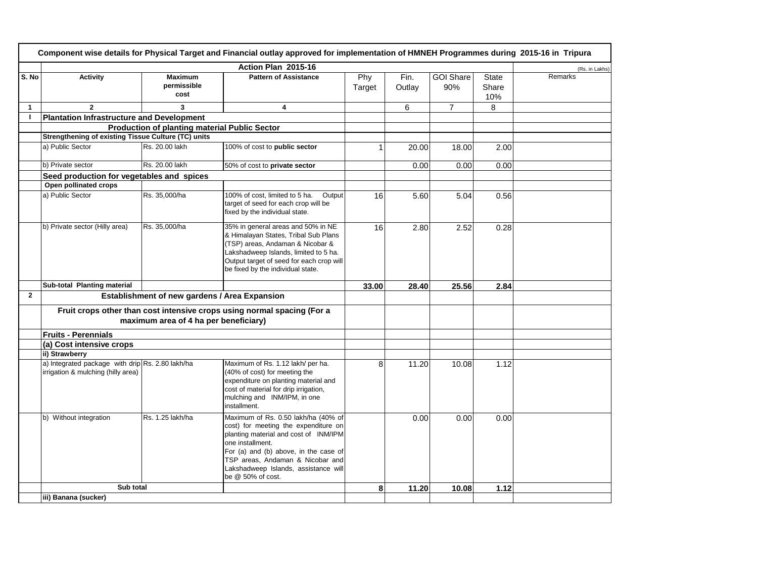**Component wise details for Physical Target and Financial outlay approved for implementation of HMNEH Programmes during 2015-16 in Tripura**

| | Action Plan 2015-16 | | | | | | | (Rs. in Lakhs) |
|---|---|---|---|---|---|---|---|---|
| S. No | Activity | Maximum permissible cost | Pattern of Assistance | Phy Target | Fin. Outlay | GOI Share 90% | State Share 10% | Remarks |
| 1 | 2 | 3 | 4 | | 6 | 7 | 8 | |
| I | **Plantation Infrastructure and Development** | | | | | | | |
| | **Production of planting material Public Sector** | | | | | | | |
| | **Strengthening of existing Tissue Culture (TC) units** | | | | | | | |
| | a) Public Sector | Rs. 20.00 lakh | 100% of cost to **public sector** | 1 | 20.00 | 18.00 | 2.00 | |
| | b) Private sector | Rs. 20.00 lakh | 50% of cost to **private sector** | | 0.00 | 0.00 | 0.00 | |
| | **Seed production for vegetables and spices** | | | | | | | |
| | **Open pollinated crops** | | | | | | | |
| | a) Public Sector | Rs. 35,000/ha | 100% of cost, limited to 5 ha. Output target of seed for each crop will be fixed by the individual state. | 16 | 5.60 | 5.04 | 0.56 | |
| | b) Private sector (Hilly area) | Rs. 35,000/ha | 35% in general areas and 50% in NE & Himalayan States, Tribal Sub Plans (TSP) areas, Andaman & Nicobar & Lakshadweep Islands, limited to 5 ha. Output target of seed for each crop will be fixed by the individual state. | 16 | 2.80 | 2.52 | 0.28 | |
| | **Sub-total Planting material** | | | **33.00** | **28.40** | **25.56** | **2.84** | |
| 2 | **Establishment of new gardens / Area Expansion** | | | | | | | |
| | **Fruit crops other than cost intensive crops using normal spacing (For a maximum area of 4 ha per beneficiary)** | | | | | | | |
| | **Fruits - Perennials** | | | | | | | |
| | **(a) Cost intensive crops** | | | | | | | |
| | **ii) Strawberry** | | | | | | | |
| | a) Integrated package with drip irrigation & mulching (hilly area) | Rs. 2.80 lakh/ha | Maximum of Rs. 1.12 lakh/ per ha. (40% of cost) for meeting the expenditure on planting material and cost of material for drip irrigation, mulching and INM/IPM, in one installment. | 8 | 11.20 | 10.08 | 1.12 | |
| | b) Without integration | Rs. 1.25 lakh/ha | Maximum of Rs. 0.50 lakh/ha (40% of cost) for meeting the expenditure on planting material and cost of INM/IPM one installment. For (a) and (b) above, in the case of TSP areas, Andaman & Nicobar and Lakshadweep Islands, assistance will be @ 50% of cost. | | 0.00 | 0.00 | 0.00 | |
| | **Sub total** | | | **8** | **11.20** | **10.08** | **1.12** | |
| | **iii) Banana (sucker)** | | | | | | | |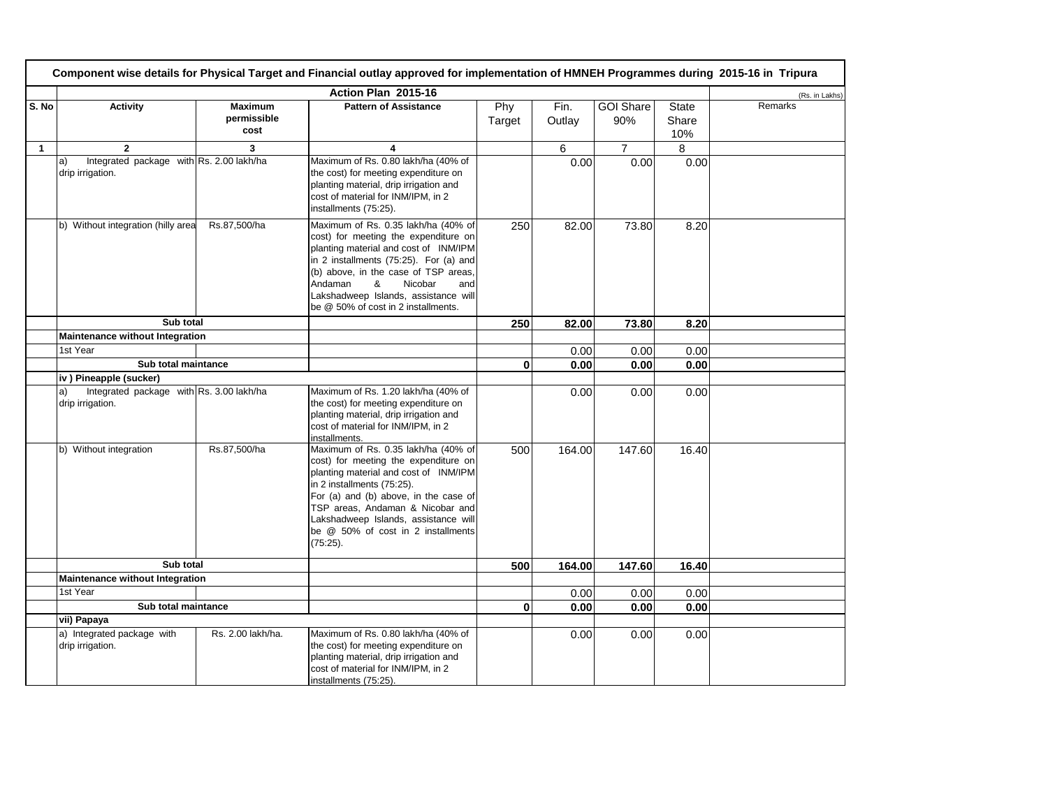| Component wise details for Physical Target and Financial outlay approved for implementation of HMNEH Programmes during 2015-16 in Tripura | | | | | | | | |
|---|---|---|---|---|---|---|---|---|
| | Action Plan 2015-16 | | | | | | | (Rs. in Lakhs) |
| S. No | Activity | Maximum permissible cost | Pattern of Assistance | Phy Target | Fin. Outlay | GOI Share 90% | State Share 10% | Remarks |
| 1 | 2 | 3 | 4 | | 6 | 7 | 8 | |
| | a) Integrated package with drip irrigation. | Rs. 2.00 lakh/ha | Maximum of Rs. 0.80 lakh/ha (40% of the cost) for meeting expenditure on planting material, drip irrigation and cost of material for INM/IPM, in 2 installments (75:25). | | 0.00 | 0.00 | 0.00 | |
| | b) Without integration (hilly area | Rs.87,500/ha | Maximum of Rs. 0.35 lakh/ha (40% of cost) for meeting the expenditure on planting material and cost of INM/IPM in 2 installments (75:25). For (a) and (b) above, in the case of TSP areas, Andaman & Nicobar and Lakshadweep Islands, assistance will be @ 50% of cost in 2 installments. | 250 | 82.00 | 73.80 | 8.20 | |
| | **Sub total** | | | **250** | **82.00** | **73.80** | **8.20** | |
| | **Maintenance without Integration** | | | | | | | |
| | 1st Year | | | | 0.00 | 0.00 | 0.00 | |
| | **Sub total maintance** | | | **0** | **0.00** | **0.00** | **0.00** | |
| | **iv ) Pineapple (sucker)** | | | | | | | |
| | a) Integrated package with drip irrigation. | Rs. 3.00 lakh/ha | Maximum of Rs. 1.20 lakh/ha (40% of the cost) for meeting expenditure on planting material, drip irrigation and cost of material for INM/IPM, in 2 installments. | | 0.00 | 0.00 | 0.00 | |
| | b) Without integration | Rs.87,500/ha | Maximum of Rs. 0.35 lakh/ha (40% of cost) for meeting the expenditure on planting material and cost of INM/IPM in 2 installments (75:25). For (a) and (b) above, in the case of TSP areas, Andaman & Nicobar and Lakshadweep Islands, assistance will be @ 50% of cost in 2 installments (75:25). | 500 | 164.00 | 147.60 | 16.40 | |
| | **Sub total** | | | **500** | **164.00** | **147.60** | **16.40** | |
| | **Maintenance without Integration** | | | | | | | |
| | 1st Year | | | | 0.00 | 0.00 | 0.00 | |
| | **Sub total maintance** | | | **0** | **0.00** | **0.00** | **0.00** | |
| | **vii) Papaya** | | | | | | | |
| | a) Integrated package with drip irrigation. | Rs. 2.00 lakh/ha. | Maximum of Rs. 0.80 lakh/ha (40% of the cost) for meeting expenditure on planting material, drip irrigation and cost of material for INM/IPM, in 2 installments (75:25). | | 0.00 | 0.00 | 0.00 | |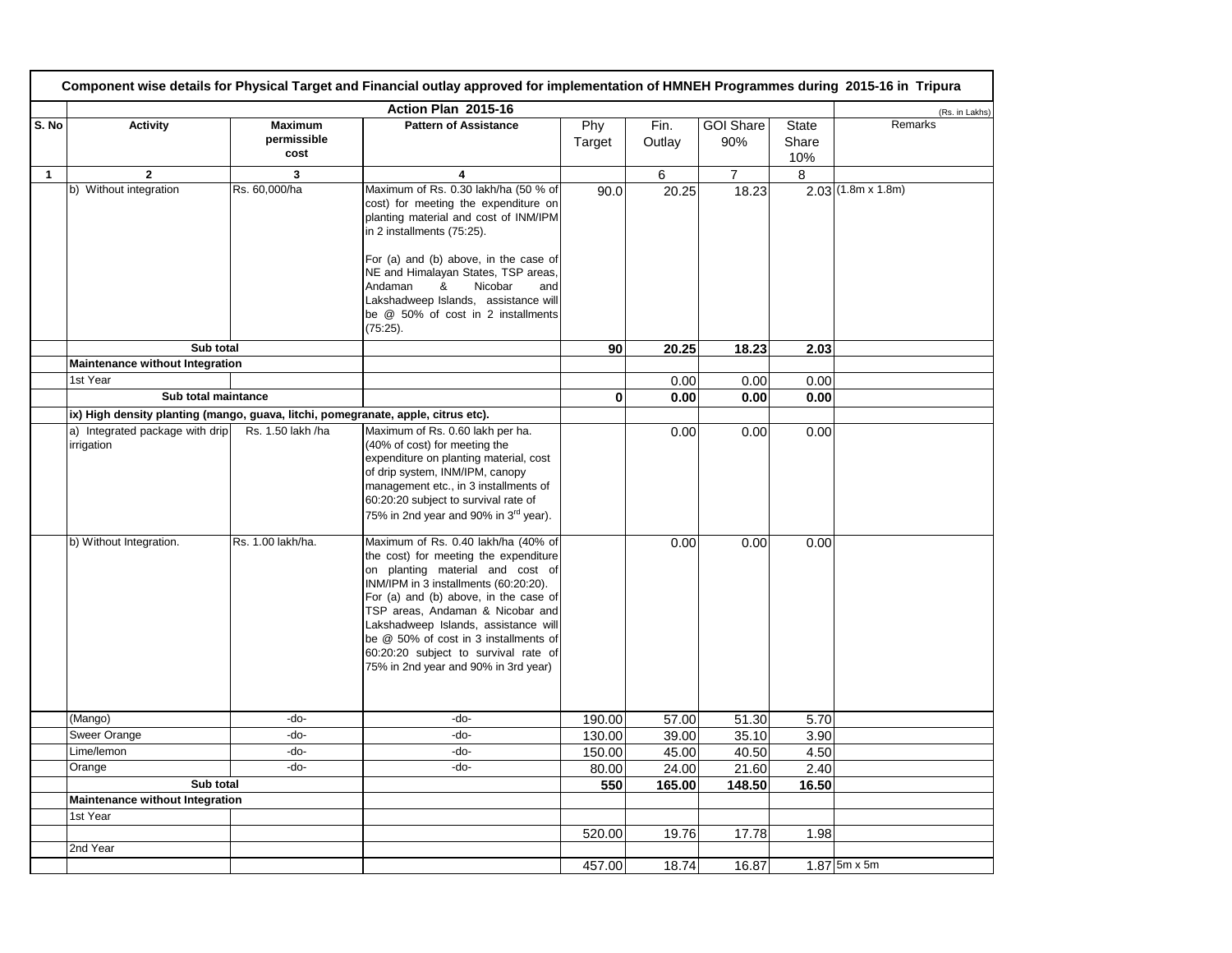**Component wise details for Physical Target and Financial outlay approved for implementation of HMNEH Programmes during 2015-16 in Tripura**

Action Plan 2015-16 (Rs. in Lakhs)

| S. No | Activity | Maximum permissible cost | Pattern of Assistance | Phy Target | Fin. Outlay | GOI Share 90% | State Share 10% | Remarks |
|---|---|---|---|---|---|---|---|---|
| 1 | 2 | 3 | 4 | | 6 | 7 | 8 | |
| | b) Without integration | Rs. 60,000/ha | Maximum of Rs. 0.30 lakh/ha (50 % of cost) for meeting the expenditure on planting material and cost of INM/IPM in 2 installments (75:25). For (a) and (b) above, in the case of NE and Himalayan States, TSP areas, Andaman & Nicobar and Lakshadweep Islands, assistance will be @ 50% of cost in 2 installments (75:25). | 90.0 | 20.25 | 18.23 | 2.03 | (1.8m x 1.8m) |
| | **Sub total** | | | **90** | **20.25** | **18.23** | **2.03** | |
| | **Maintenance without Integration** | | | | | | | |
| | 1st Year | | | | 0.00 | 0.00 | 0.00 | |
| | **Sub total maintance** | | | **0** | **0.00** | **0.00** | **0.00** | |
| | **ix) High density planting (mango, guava, litchi, pomegranate, apple, citrus etc).** | | | | | | | |
| | a) Integrated package with drip irrigation | Rs. 1.50 lakh /ha | Maximum of Rs. 0.60 lakh per ha. (40% of cost) for meeting the expenditure on planting material, cost of drip system, INM/IPM, canopy management etc., in 3 installments of 60:20:20 subject to survival rate of 75% in 2nd year and 90% in 3rd year). | | 0.00 | 0.00 | 0.00 | |
| | b) Without Integration. | Rs. 1.00 lakh/ha. | Maximum of Rs. 0.40 lakh/ha (40% of the cost) for meeting the expenditure on planting material and cost of INM/IPM in 3 installments (60:20:20). For (a) and (b) above, in the case of TSP areas, Andaman & Nicobar and Lakshadweep Islands, assistance will be @ 50% of cost in 3 installments of 60:20:20 subject to survival rate of 75% in 2nd year and 90% in 3rd year) | | 0.00 | 0.00 | 0.00 | |
| | (Mango) | -do- | -do- | 190.00 | 57.00 | 51.30 | 5.70 | |
| | Sweer Orange | -do- | -do- | 130.00 | 39.00 | 35.10 | 3.90 | |
| | Lime/lemon | -do- | -do- | 150.00 | 45.00 | 40.50 | 4.50 | |
| | Orange | -do- | -do- | 80.00 | 24.00 | 21.60 | 2.40 | |
| | **Sub total** | | | **550** | **165.00** | **148.50** | **16.50** | |
| | **Maintenance without Integration** | | | | | | | |
| | 1st Year | | | | | | | |
| | | | | 520.00 | 19.76 | 17.78 | 1.98 | |
| | 2nd Year | | | | | | | |
| | | | | 457.00 | 18.74 | 16.87 | 1.87 | 5m x 5m |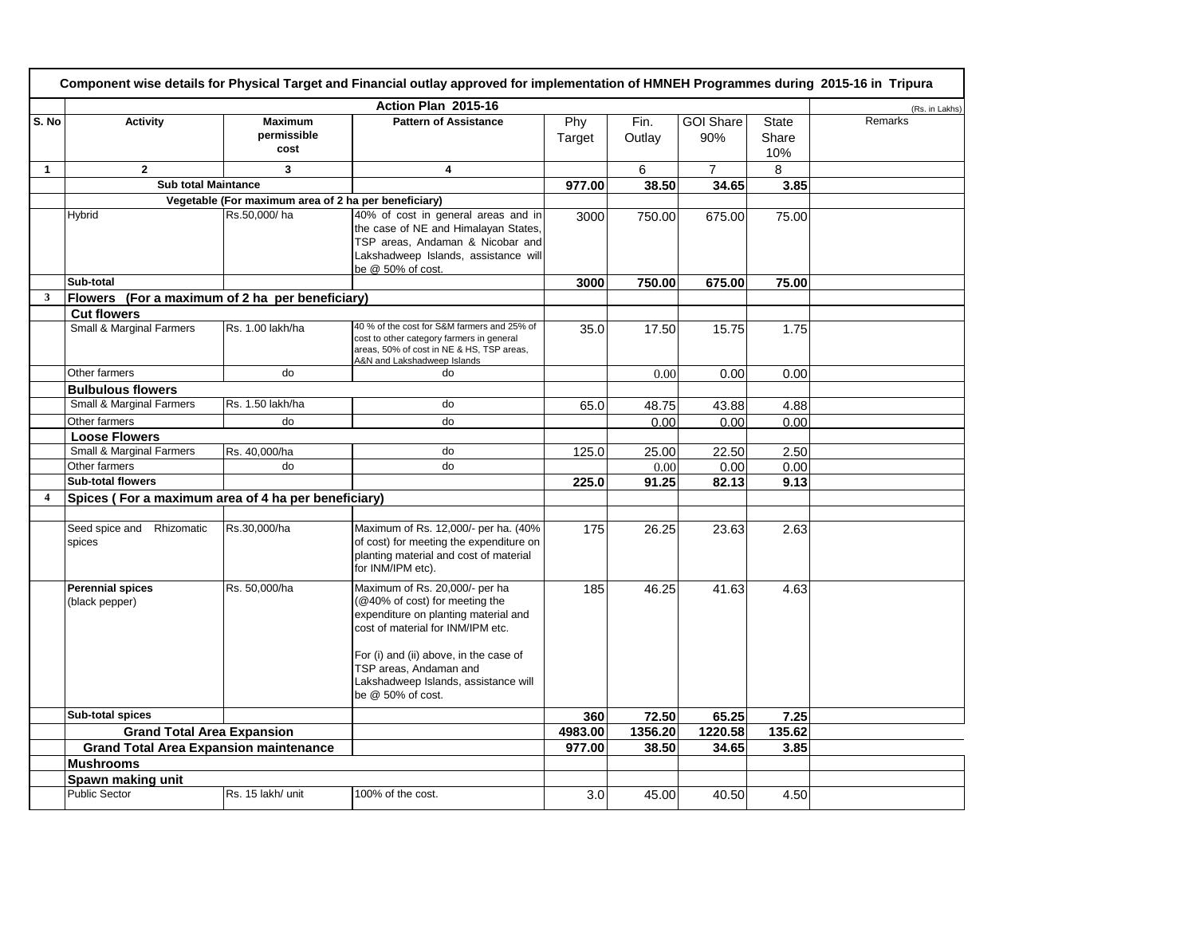| Component wise details for Physical Target and Financial outlay approved for implementation of HMNEH Programmes during 2015-16 in Tripura | | | | | | | | | |
|---|---|---|---|---|---|---|---|---|---|
| | Action Plan 2015-16 | | | | | | | | (Rs. in Lakhs) |
| S. No | Activity | Maximum permissible cost | Pattern of Assistance | Phy Target | Fin. Outlay | GOI Share 90% | State Share 10% | Remarks |
| 1 | 2 | 3 | 4 | | 6 | 7 | 8 | |
| | **Sub total Maintance** | | | **977.00** | **38.50** | **34.65** | **3.85** | |
| | **Vegetable (For maximum area of 2 ha per beneficiary)** | | | | | | | |
| | Hybrid | Rs.50,000/ ha | 40% of cost in general areas and in the case of NE and Himalayan States, TSP areas, Andaman & Nicobar and Lakshadweep Islands, assistance will be @ 50% of cost. | 3000 | 750.00 | 675.00 | 75.00 | |
| | **Sub-total** | | | **3000** | **750.00** | **675.00** | **75.00** | |
| **3** | **Flowers (For a maximum of 2 ha per beneficiary)** | | | | | | | |
| | **Cut flowers** | | | | | | | |
| | Small & Marginal Farmers | Rs. 1.00 lakh/ha | 40 % of the cost for S&M farmers and 25% of cost to other category farmers in general areas, 50% of cost in NE & HS, TSP areas, A&N and Lakshadweep Islands | 35.0 | 17.50 | 15.75 | 1.75 | |
| | Other farmers | do | do | | 0.00 | 0.00 | 0.00 | |
| | **Bulbulous flowers** | | | | | | | |
| | Small & Marginal Farmers | Rs. 1.50 lakh/ha | do | 65.0 | 48.75 | 43.88 | 4.88 | |
| | Other farmers | do | do | | 0.00 | 0.00 | 0.00 | |
| | **Loose Flowers** | | | | | | | |
| | Small & Marginal Farmers | Rs. 40,000/ha | do | 125.0 | 25.00 | 22.50 | 2.50 | |
| | Other farmers | do | do | | 0.00 | 0.00 | 0.00 | |
| | **Sub-total flowers** | | | **225.0** | **91.25** | **82.13** | **9.13** | |
| **4** | **Spices ( For a maximum area of 4 ha per beneficiary)** | | | | | | | |
| | | | | | | | | |
| | Seed spice and Rhizomatic spices | Rs.30,000/ha | Maximum of Rs. 12,000/- per ha. (40% of cost) for meeting the expenditure on planting material and cost of material for INM/IPM etc). | 175 | 26.25 | 23.63 | 2.63 | |
| | **Perennial spices** (black pepper) | Rs. 50,000/ha | Maximum of Rs. 20,000/- per ha (@40% of cost) for meeting the expenditure on planting material and cost of material for INM/IPM etc. For (i) and (ii) above, in the case of TSP areas, Andaman and Lakshadweep Islands, assistance will be @ 50% of cost. | 185 | 46.25 | 41.63 | 4.63 | |
| | **Sub-total spices** | | | **360** | **72.50** | **65.25** | **7.25** | |
| | **Grand Total Area Expansion** | | | **4983.00** | **1356.20** | **1220.58** | **135.62** | |
| | **Grand Total Area Expansion maintenance** | | | **977.00** | **38.50** | **34.65** | **3.85** | |
| | **Mushrooms** | | | | | | | |
| | **Spawn making unit** | | | | | | | |
| | Public Sector | Rs. 15 lakh/ unit | 100% of the cost. | 3.0 | 45.00 | 40.50 | 4.50 | |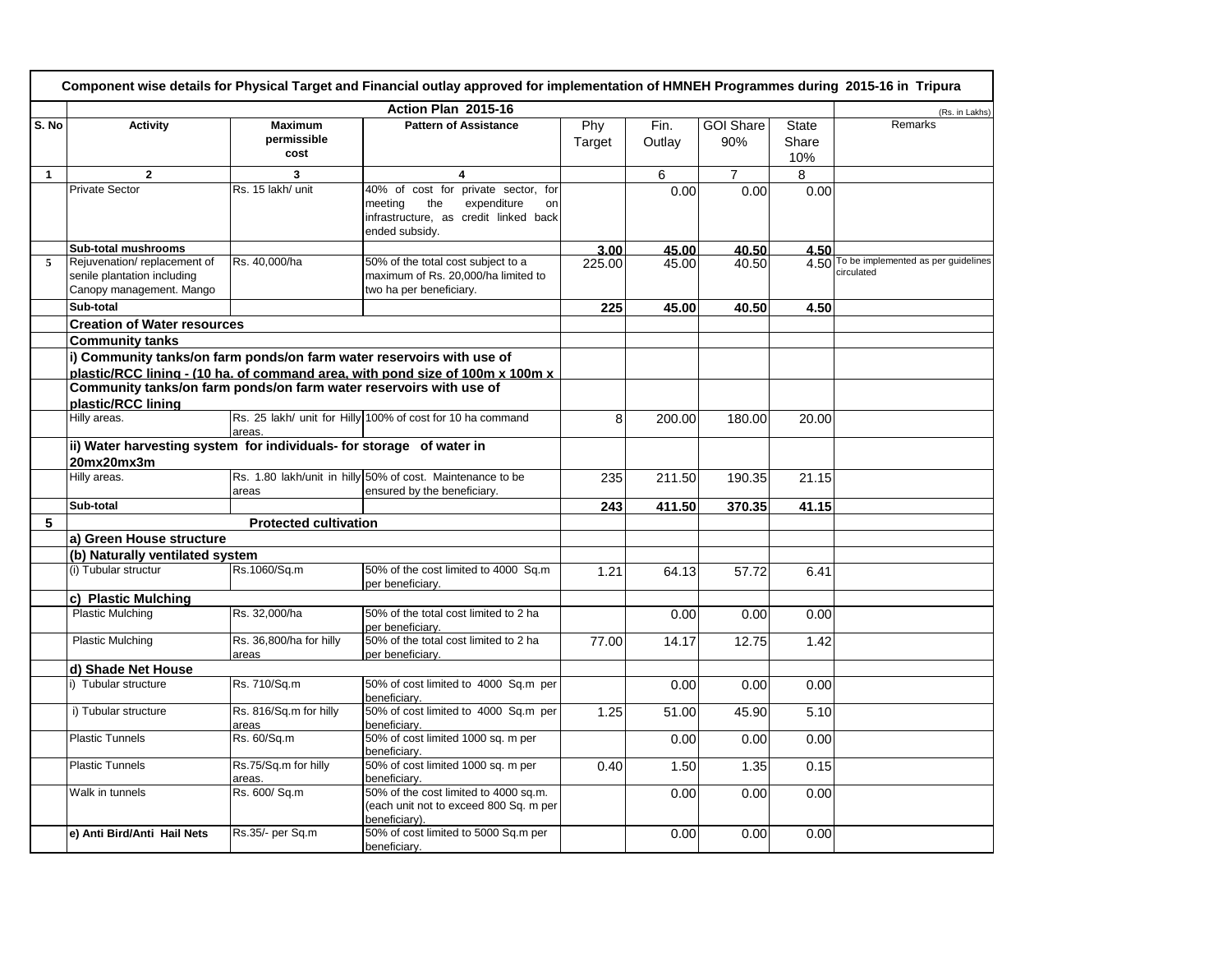# Component wise details for Physical Target and Financial outlay approved for implementation of HMNEH Programmes during 2015-16 in Tripura

| | Action Plan 2015-16 | | | | | | | (Rs. in Lakhs) |
|---|---|---|---|---|---|---|---|---|
| S. No | Activity | Maximum permissible cost | Pattern of Assistance | Phy Target | Fin. Outlay | GOI Share 90% | State Share 10% | Remarks |
| 1 | 2 | 3 | 4 | | 6 | 7 | 8 | |
| | Private Sector | Rs. 15 lakh/ unit | 40% of cost for private sector, for meeting the expenditure on infrastructure, as credit linked back ended subsidy. | | 0.00 | 0.00 | 0.00 | |
| | **Sub-total mushrooms** | | | **3.00** | **45.00** | **40.50** | **4.50** | |
| 5 | Rejuvenation/ replacement of senile plantation including Canopy management. Mango | Rs. 40,000/ha | 50% of the total cost subject to a maximum of Rs. 20,000/ha limited to two ha per beneficiary. | 225.00 | 45.00 | 40.50 | 4.50 | To be implemented as per guidelines circulated |
| | **Sub-total** | | | **225** | **45.00** | **40.50** | **4.50** | |
| | **Creation of Water resources** | | | | | | | |
| | **Community tanks** | | | | | | | |
| | **i) Community tanks/on farm ponds/on farm water reservoirs with use of plastic/RCC lining - (10 ha. of command area, with pond size of 100m x 100m x** | | | | | | | |
| | **Community tanks/on farm ponds/on farm water reservoirs with use of plastic/RCC lining** | | | | | | | |
| | Hilly areas. | Rs. 25 lakh/ unit for Hilly areas. | 100% of cost for 10 ha command | 8 | 200.00 | 180.00 | 20.00 | |
| | **ii) Water harvesting system for individuals- for storage of water in 20mx20mx3m** | | | | | | | |
| | Hilly areas. | Rs. 1.80 lakh/unit in hilly areas | 50% of cost. Maintenance to be ensured by the beneficiary. | 235 | 211.50 | 190.35 | 21.15 | |
| | **Sub-total** | | | **243** | **411.50** | **370.35** | **41.15** | |
| **5** | | **Protected cultivation** | | | | | | |
| | **a) Green House structure** | | | | | | | |
| | **(b) Naturally ventilated system** | | | | | | | |
| | (i) Tubular structur | Rs.1060/Sq.m | 50% of the cost limited to 4000 Sq.m per beneficiary. | 1.21 | 64.13 | 57.72 | 6.41 | |
| | **c) Plastic Mulching** | | | | | | | |
| | Plastic Mulching | Rs. 32,000/ha | 50% of the total cost limited to 2 ha per beneficiary. | | 0.00 | 0.00 | 0.00 | |
| | Plastic Mulching | Rs. 36,800/ha for hilly areas | 50% of the total cost limited to 2 ha per beneficiary. | 77.00 | 14.17 | 12.75 | 1.42 | |
| | **d) Shade Net House** | | | | | | | |
| | i) Tubular structure | Rs. 710/Sq.m | 50% of cost limited to 4000 Sq.m per beneficiary. | | 0.00 | 0.00 | 0.00 | |
| | i) Tubular structure | Rs. 816/Sq.m for hilly areas | 50% of cost limited to 4000 Sq.m per beneficiary. | 1.25 | 51.00 | 45.90 | 5.10 | |
| | Plastic Tunnels | Rs. 60/Sq.m | 50% of cost limited 1000 sq. m per beneficiary. | | 0.00 | 0.00 | 0.00 | |
| | Plastic Tunnels | Rs.75/Sq.m for hilly areas. | 50% of cost limited 1000 sq. m per beneficiary. | 0.40 | 1.50 | 1.35 | 0.15 | |
| | Walk in tunnels | Rs. 600/ Sq.m | 50% of the cost limited to 4000 sq.m. (each unit not to exceed 800 Sq. m per beneficiary). | | 0.00 | 0.00 | 0.00 | |
| | **e) Anti Bird/Anti Hail Nets** | Rs.35/- per Sq.m | 50% of cost limited to 5000 Sq.m per beneficiary. | | 0.00 | 0.00 | 0.00 | |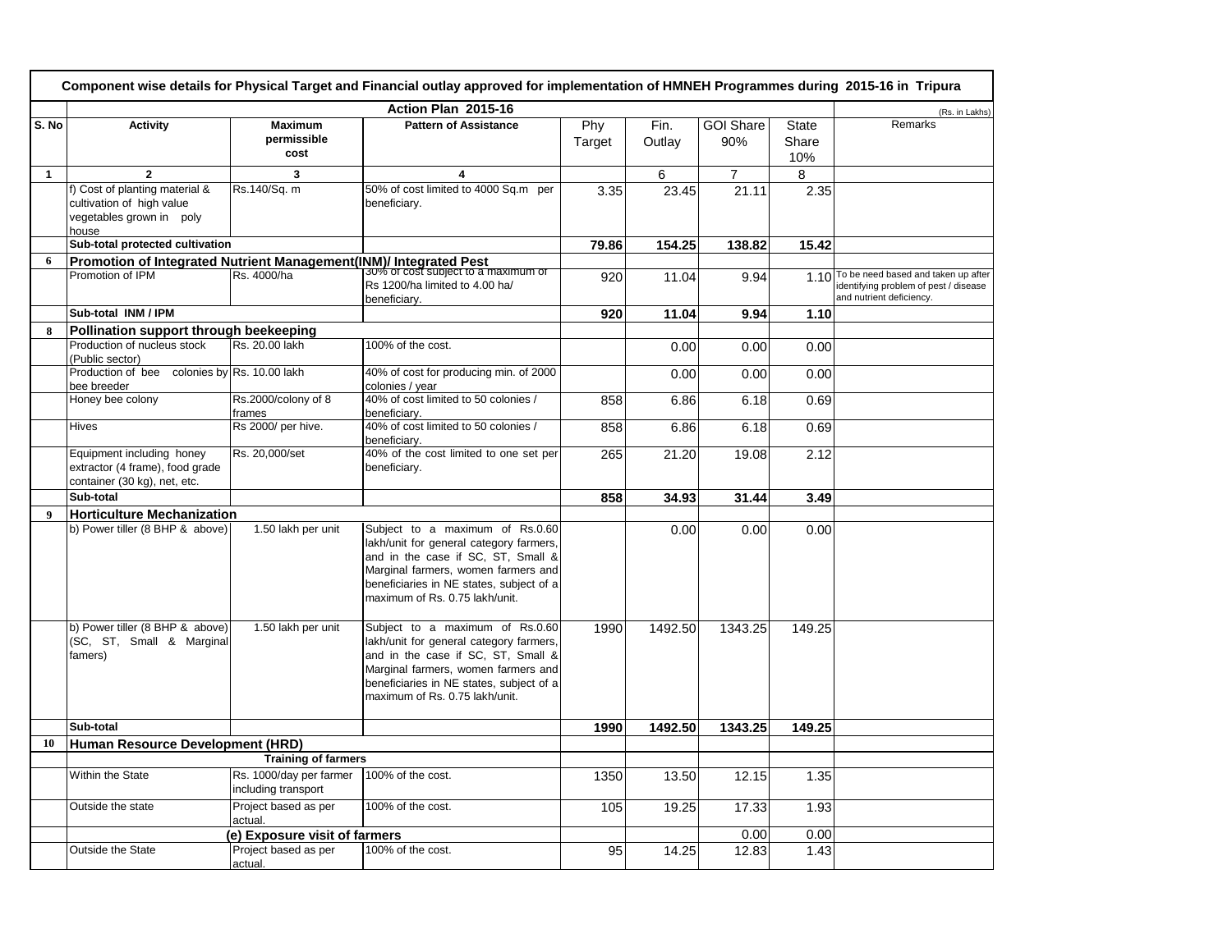| Component wise details for Physical Target and Financial outlay approved for implementation of HMNEH Programmes during 2015-16 in Tripura | | | | | | | | | |
|---|---|---|---|---|---|---|---|---|---|
| | Action Plan 2015-16 | | | | | | | | (Rs. in Lakhs) |
| S. No | Activity | Maximum permissible cost | Pattern of Assistance | Phy Target | Fin. Outlay | GOI Share 90% | State Share 10% | Remarks |
| 1 | 2 | 3 | 4 | | 6 | 7 | 8 | |
| | f) Cost of planting material & cultivation of high value vegetables grown in poly house | Rs.140/Sq. m | 50% of cost limited to 4000 Sq.m per beneficiary. | 3.35 | 23.45 | 21.11 | 2.35 | |
| | Sub-total protected cultivation | | | 79.86 | 154.25 | 138.82 | 15.42 | |
| 6 | Promotion of Integrated Nutrient Management(INM)/ Integrated Pest | | | | | | | |
| | Promotion of IPM | Rs. 4000/ha | 30% of cost subject to a maximum of Rs 1200/ha limited to 4.00 ha/ beneficiary. | 920 | 11.04 | 9.94 | 1.10 | To be need based and taken up after identifying problem of pest / disease and nutrient deficiency. |
| | Sub-total INM / IPM | | | 920 | 11.04 | 9.94 | 1.10 | |
| 8 | Pollination support through beekeeping | | | | | | | |
| | Production of nucleus stock (Public sector) | Rs. 20.00 lakh | 100% of the cost. | | 0.00 | 0.00 | 0.00 | |
| | Production of bee colonies by bee breeder | Rs. 10.00 lakh | 40% of cost for producing min. of 2000 colonies / year | | 0.00 | 0.00 | 0.00 | |
| | Honey bee colony | Rs.2000/colony of 8 frames | 40% of cost limited to 50 colonies / beneficiary. | 858 | 6.86 | 6.18 | 0.69 | |
| | Hives | Rs 2000/ per hive. | 40% of cost limited to 50 colonies / beneficiary. | 858 | 6.86 | 6.18 | 0.69 | |
| | Equipment including honey extractor (4 frame), food grade container (30 kg), net, etc. | Rs. 20,000/set | 40% of the cost limited to one set per beneficiary. | 265 | 21.20 | 19.08 | 2.12 | |
| | Sub-total | | | 858 | 34.93 | 31.44 | 3.49 | |
| 9 | Horticulture Mechanization | | | | | | | |
| | b) Power tiller (8 BHP & above) | 1.50 lakh per unit | Subject to a maximum of Rs.0.60 lakh/unit for general category farmers, and in the case if SC, ST, Small & Marginal farmers, women farmers and beneficiaries in NE states, subject of a maximum of Rs. 0.75 lakh/unit. | | 0.00 | 0.00 | 0.00 | |
| | b) Power tiller (8 BHP & above) (SC, ST, Small & Marginal famers) | 1.50 lakh per unit | Subject to a maximum of Rs.0.60 lakh/unit for general category farmers, and in the case if SC, ST, Small & Marginal farmers, women farmers and beneficiaries in NE states, subject of a maximum of Rs. 0.75 lakh/unit. | 1990 | 1492.50 | 1343.25 | 149.25 | |
| | Sub-total | | | 1990 | 1492.50 | 1343.25 | 149.25 | |
| 10 | Human Resource Development (HRD) | | | | | | | |
| | Training of farmers | | | | | | | |
| | Within the State | Rs. 1000/day per farmer including transport | 100% of the cost. | 1350 | 13.50 | 12.15 | 1.35 | |
| | Outside the state | Project based as per actual. | 100% of the cost. | 105 | 19.25 | 17.33 | 1.93 | |
| | (e) Exposure visit of farmers | | | | | 0.00 | 0.00 | |
| | Outside the State | Project based as per actual. | 100% of the cost. | 95 | 14.25 | 12.83 | 1.43 | |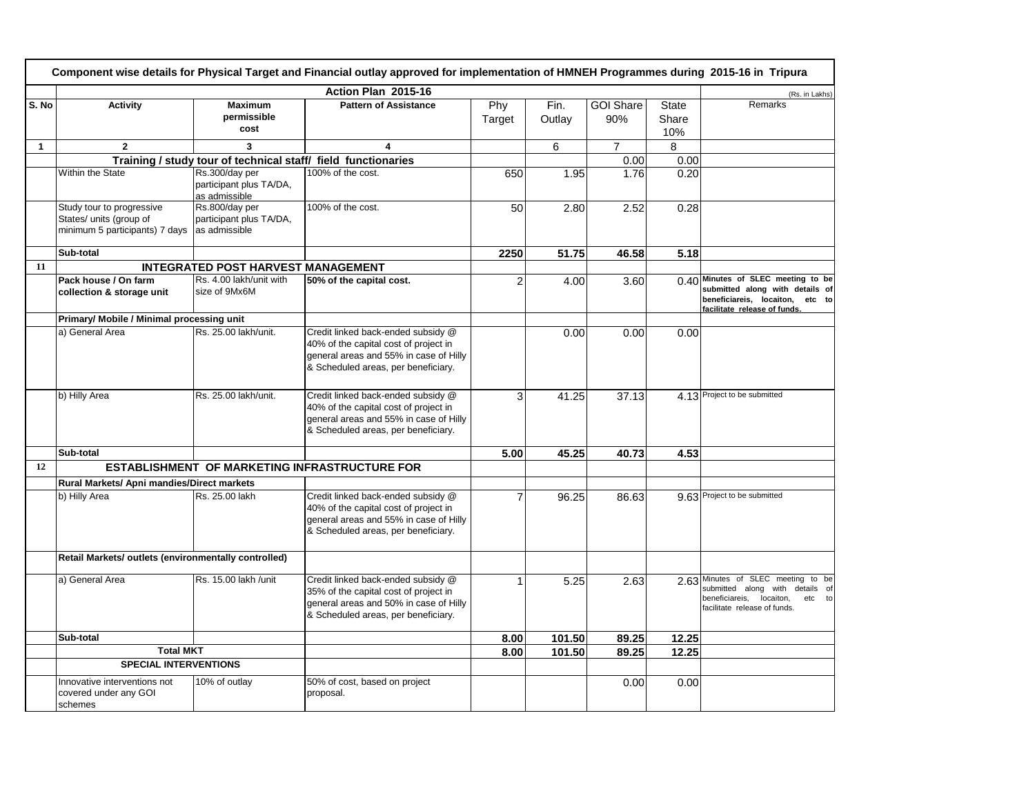**Component wise details for Physical Target and Financial outlay approved for implementation of HMNEH Programmes during 2015-16 in Tripura**

| | Action Plan 2015-16 | | | | | | | (Rs. in Lakhs) |
|---|---|---|---|---|---|---|---|---|
| S. No | Activity | Maximum permissible cost | Pattern of Assistance | Phy Target | Fin. Outlay | GOI Share 90% | State Share 10% | Remarks |
| 1 | 2 | 3 | 4 | | 6 | 7 | 8 | |
| | Training / study tour of technical staff/ field functionaries | | | | | 0.00 | 0.00 | |
| | Within the State | Rs.300/day per participant plus TA/DA, as admissible | 100% of the cost. | 650 | 1.95 | 1.76 | 0.20 | |
| | Study tour to progressive States/ units (group of minimum 5 participants) 7 days | Rs.800/day per participant plus TA/DA, as admissible | 100% of the cost. | 50 | 2.80 | 2.52 | 0.28 | |
| | **Sub-total** | | | **2250** | **51.75** | **46.58** | **5.18** | |
| **11** | **INTEGRATED POST HARVEST MANAGEMENT** | | | | | | | |
| | **Pack house / On farm collection & storage unit** | Rs. 4.00 lakh/unit with size of 9Mx6M | **50% of the capital cost.** | 2 | 4.00 | 3.60 | 0.40 | **Minutes of SLEC meeting to be submitted along with details of beneficiareis, locaiton, etc to facilitate release of funds.** |
| | **Primary/ Mobile / Minimal processing unit** | | | | | | | |
| | a) General Area | Rs. 25.00 lakh/unit. | Credit linked back-ended subsidy @ 40% of the capital cost of project in general areas and 55% in case of Hilly & Scheduled areas, per beneficiary. | | 0.00 | 0.00 | 0.00 | |
| | b) Hilly Area | Rs. 25.00 lakh/unit. | Credit linked back-ended subsidy @ 40% of the capital cost of project in general areas and 55% in case of Hilly & Scheduled areas, per beneficiary. | 3 | 41.25 | 37.13 | 4.13 | Project to be submitted |
| | **Sub-total** | | | **5.00** | **45.25** | **40.73** | **4.53** | |
| **12** | **ESTABLISHMENT OF MARKETING INFRASTRUCTURE FOR** | | | | | | | |
| | **Rural Markets/ Apni mandies/Direct markets** | | | | | | | |
| | b) Hilly Area | Rs. 25.00 lakh | Credit linked back-ended subsidy @ 40% of the capital cost of project in general areas and 55% in case of Hilly & Scheduled areas, per beneficiary. | 7 | 96.25 | 86.63 | 9.63 | Project to be submitted |
| | **Retail Markets/ outlets (environmentally controlled)** | | | | | | | |
| | a) General Area | Rs. 15.00 lakh /unit | Credit linked back-ended subsidy @ 35% of the capital cost of project in general areas and 50% in case of Hilly & Scheduled areas, per beneficiary. | 1 | 5.25 | 2.63 | 2.63 | Minutes of SLEC meeting to be submitted along with details of beneficiareis, locaiton, etc to facilitate release of funds. |
| | **Sub-total** | | | **8.00** | **101.50** | **89.25** | **12.25** | |
| | **Total MKT** | | | **8.00** | **101.50** | **89.25** | **12.25** | |
| | **SPECIAL INTERVENTIONS** | | | | | | | |
| | Innovative interventions not covered under any GOI schemes | 10% of outlay | 50% of cost, based on project proposal. | | | 0.00 | 0.00 | |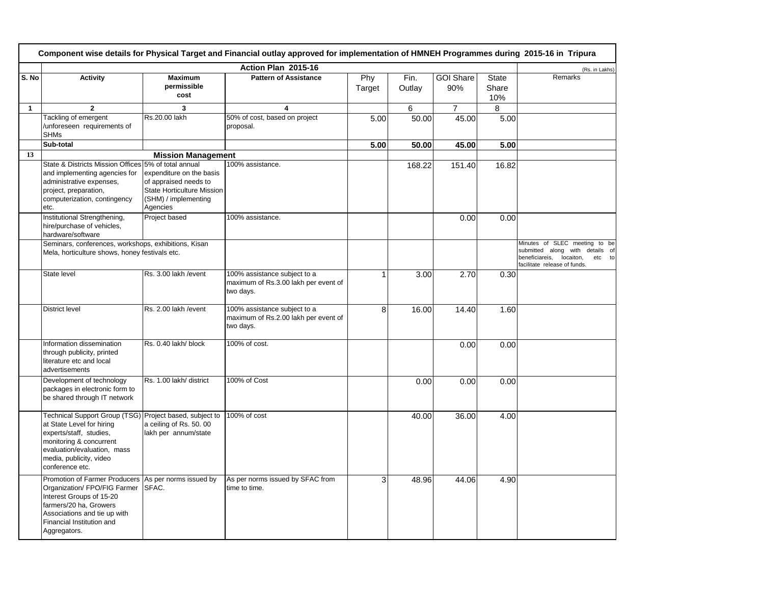**Component wise details for Physical Target and Financial outlay approved for implementation of HMNEH Programmes during 2015-16 in Tripura**

| | Action Plan 2015-16 | | | | | | | (Rs. in Lakhs) |
|---|---|---|---|---|---|---|---|---|
| S. No | Activity | Maximum permissible cost | Pattern of Assistance | Phy Target | Fin. Outlay | GOI Share 90% | State Share 10% | Remarks |
| 1 | 2 | 3 | 4 | | 6 | 7 | 8 | |
| | Tackling of emergent /unforeseen requirements of SHMs | Rs.20.00 lakh | 50% of cost, based on project proposal. | 5.00 | 50.00 | 45.00 | 5.00 | |
| | **Sub-total** | | | **5.00** | **50.00** | **45.00** | **5.00** | |
| 13 | **Mission Management** | | | | | | | |
| | State & Districts Mission Offices and implementing agencies for administrative expenses, project, preparation, computerization, contingency etc. | 5% of total annual expenditure on the basis of appraised needs to State Horticulture Mission (SHM) / implementing Agencies | 100% assistance. | | 168.22 | 151.40 | 16.82 | |
| | Institutional Strengthening, hire/purchase of vehicles, hardware/software | Project based | 100% assistance. | | | 0.00 | 0.00 | |
| | Seminars, conferences, workshops, exhibitions, Kisan Mela, horticulture shows, honey festivals etc. | | | | | | | Minutes of SLEC meeting to be submitted along with details of beneficiareis, locaiton, etc to facilitate release of funds. |
| | State level | Rs. 3.00 lakh /event | 100% assistance subject to a maximum of Rs.3.00 lakh per event of two days. | 1 | 3.00 | 2.70 | 0.30 | |
| | District level | Rs. 2.00 lakh /event | 100% assistance subject to a maximum of Rs.2.00 lakh per event of two days. | 8 | 16.00 | 14.40 | 1.60 | |
| | Information dissemination through publicity, printed literature etc and local advertisements | Rs. 0.40 lakh/ block | 100% of cost. | | | 0.00 | 0.00 | |
| | Development of technology packages in electronic form to be shared through IT network | Rs. 1.00 lakh/ district | 100% of Cost | | 0.00 | 0.00 | 0.00 | |
| | Technical Support Group (TSG) at State Level for hiring experts/staff, studies, monitoring & concurrent evaluation/evaluation, mass media, publicity, video conference etc. | Project based, subject to a ceiling of Rs. 50. 00 lakh per annum/state | 100% of cost | | 40.00 | 36.00 | 4.00 | |
| | Promotion of Farmer Producers Organization/ FPO/FIG Farmer Interest Groups of 15-20 farmers/20 ha, Growers Associations and tie up with Financial Institution and Aggregators. | As per norms issued by SFAC. | As per norms issued by SFAC from time to time. | 3 | 48.96 | 44.06 | 4.90 | |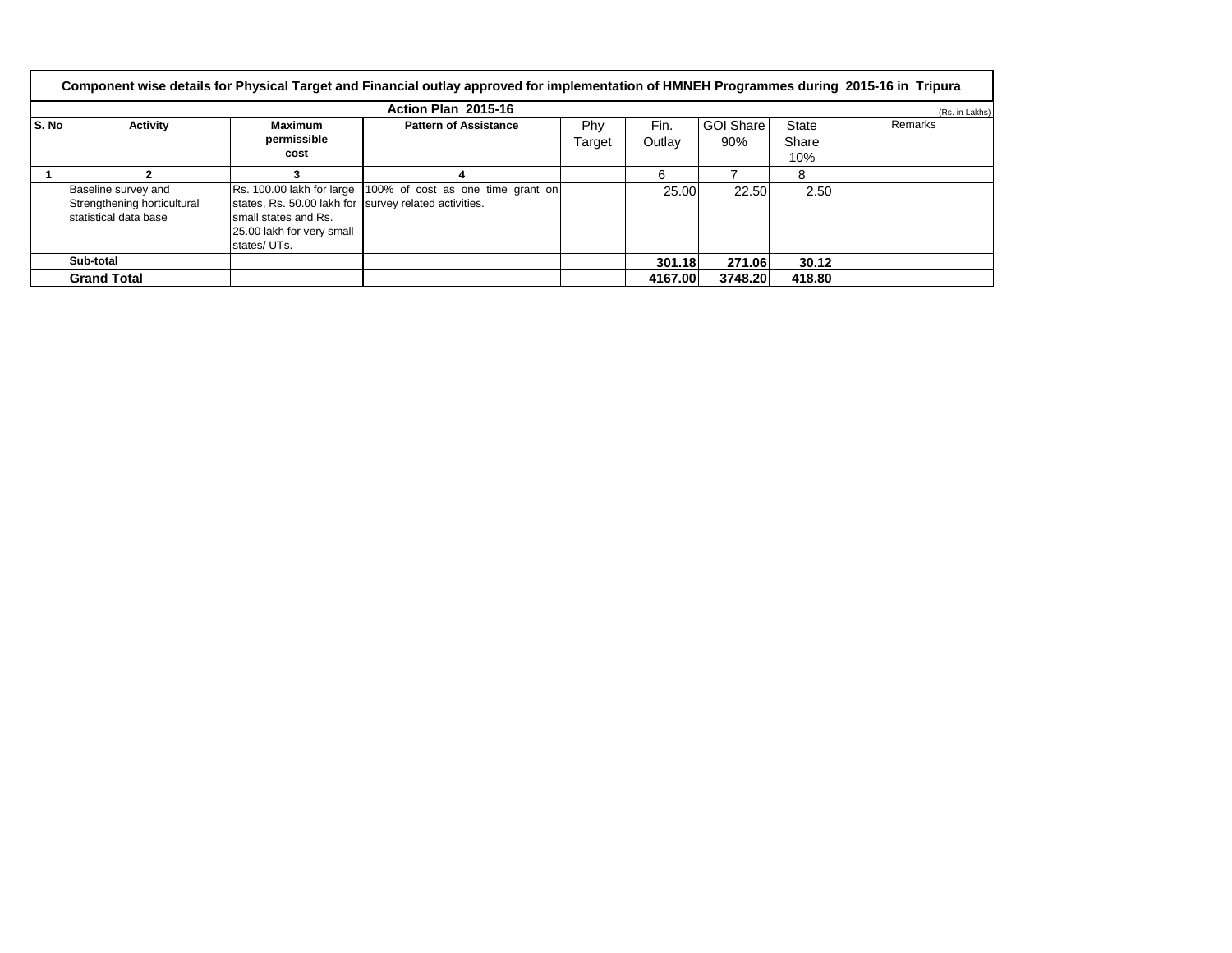| Component wise details for Physical Target and Financial outlay approved for implementation of HMNEH Programmes during 2015-16 in Tripura | | | | | | | | | |
|---|---|---|---|---|---|---|---|---|---|
| | Action Plan 2015-16 | | | | | | | | (Rs. in Lakhs) |
| S. No | Activity | Maximum permissible cost | Pattern of Assistance | Phy Target | Fin. Outlay | GOI Share 90% | State Share 10% | | Remarks |
| 1 | 2 | 3 | 4 | | 6 | 7 | 8 | | |
| | Baseline survey and Strengthening horticultural statistical data base | Rs. 100.00 lakh for large states, Rs. 50.00 lakh for small states and Rs. 25.00 lakh for very small states/ UTs. | 100% of cost as one time grant on survey related activities. | | 25.00 | 22.50 | 2.50 | | |
| | **Sub-total** | | | | **301.18** | **271.06** | **30.12** | | |
| | **Grand Total** | | | | **4167.00** | **3748.20** | **418.80** | | |